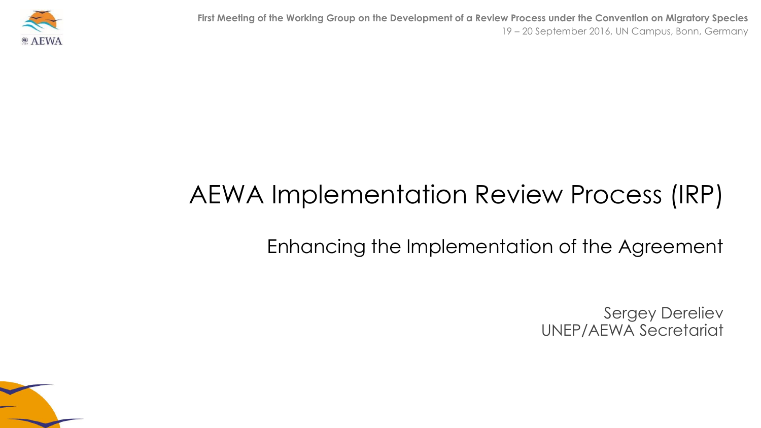First Meeting of the Working Group on the Development of a Review Process under the Convention on Migratory Species

19 – 20 September 2016, UN Campus, Bonn, Germany

# AEWA Implementation Review Process (IRP)

## Enhancing the Implementation of the Agreement

Sergey Dereliev
UNEP/AEWA Secretariat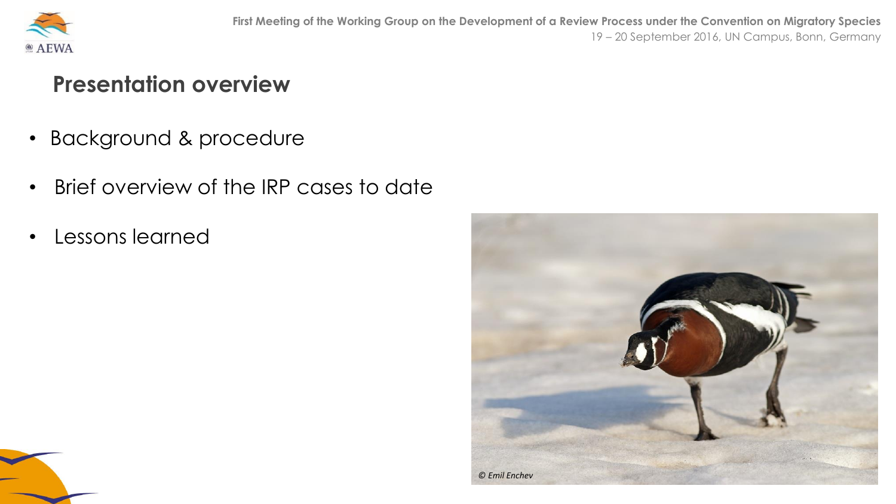## Presentation overview

- Background & procedure
- Brief overview of the IRP cases to date
- Lessons learned

*© Emil Enchev*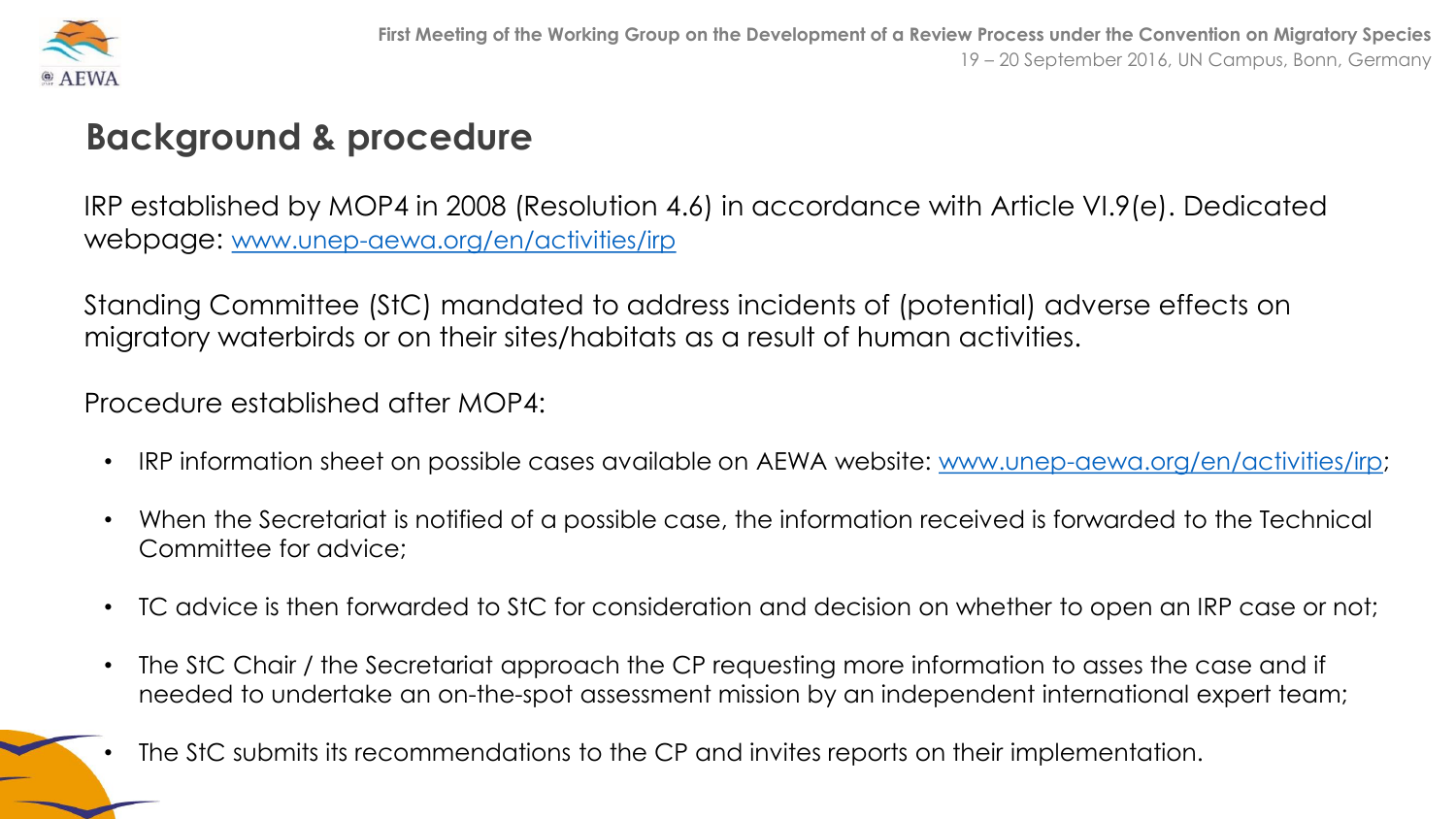## Background & procedure

IRP established by MOP4 in 2008 (Resolution 4.6) in accordance with Article VI.9(e). Dedicated webpage: www.unep-aewa.org/en/activities/irp

Standing Committee (StC) mandated to address incidents of (potential) adverse effects on migratory waterbirds or on their sites/habitats as a result of human activities.

Procedure established after MOP4:

- IRP information sheet on possible cases available on AEWA website: www.unep-aewa.org/en/activities/irp;
- When the Secretariat is notified of a possible case, the information received is forwarded to the Technical Committee for advice;
- TC advice is then forwarded to StC for consideration and decision on whether to open an IRP case or not;
- The StC Chair / the Secretariat approach the CP requesting more information to asses the case and if needed to undertake an on-the-spot assessment mission by an independent international expert team;
- The StC submits its recommendations to the CP and invites reports on their implementation.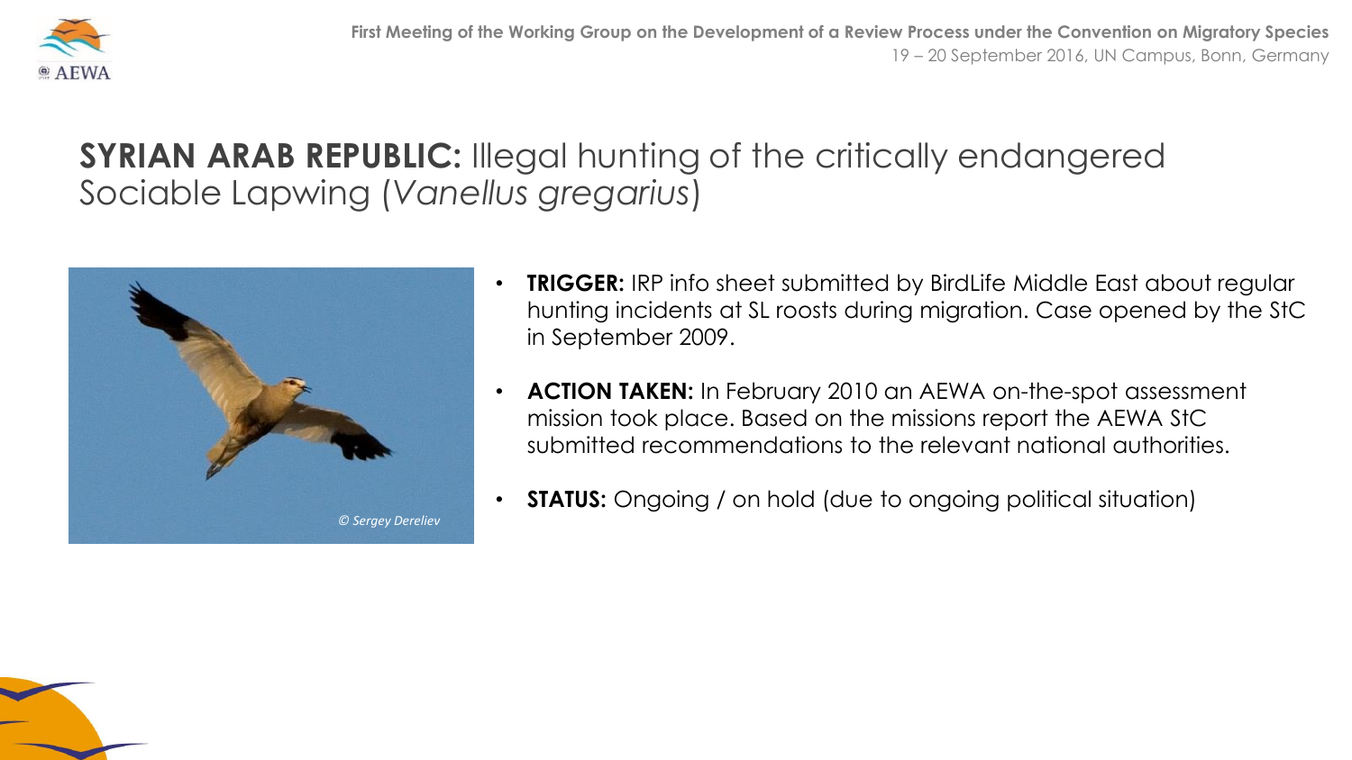# **SYRIAN ARAB REPUBLIC:** Illegal hunting of the critically endangered Sociable Lapwing (*Vanellus gregarius*)

© Sergey Dereliev

- **TRIGGER:** IRP info sheet submitted by BirdLife Middle East about regular hunting incidents at SL roosts during migration. Case opened by the StC in September 2009.
- **ACTION TAKEN:** In February 2010 an AEWA on-the-spot assessment mission took place. Based on the missions report the AEWA StC submitted recommendations to the relevant national authorities.
- **STATUS:** Ongoing / on hold (due to ongoing political situation)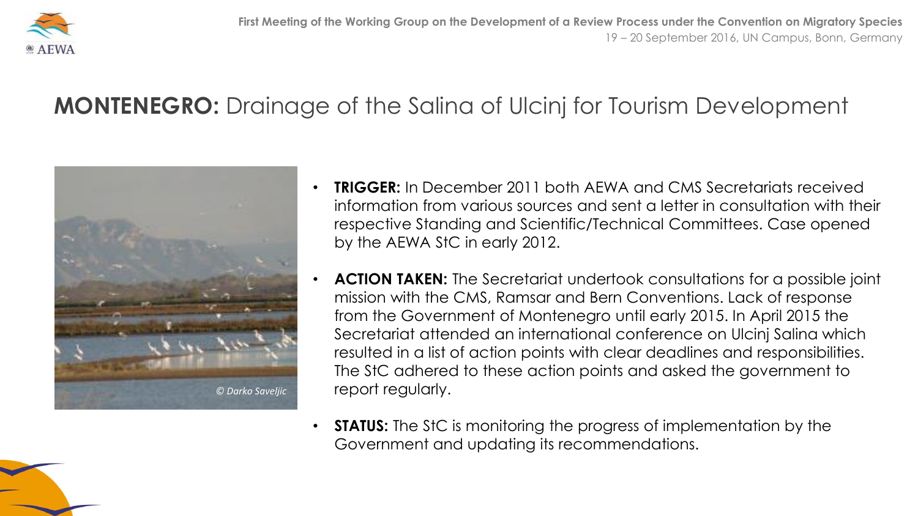## **MONTENEGRO:** Drainage of the Salina of Ulcinj for Tourism Development

*© Darko Saveljic*

- **TRIGGER:** In December 2011 both AEWA and CMS Secretariats received information from various sources and sent a letter in consultation with their respective Standing and Scientific/Technical Committees. Case opened by the AEWA StC in early 2012.
- **ACTION TAKEN:** The Secretariat undertook consultations for a possible joint mission with the CMS, Ramsar and Bern Conventions. Lack of response from the Government of Montenegro until early 2015. In April 2015 the Secretariat attended an international conference on Ulcinj Salina which resulted in a list of action points with clear deadlines and responsibilities. The StC adhered to these action points and asked the government to report regularly.
- **STATUS:** The StC is monitoring the progress of implementation by the Government and updating its recommendations.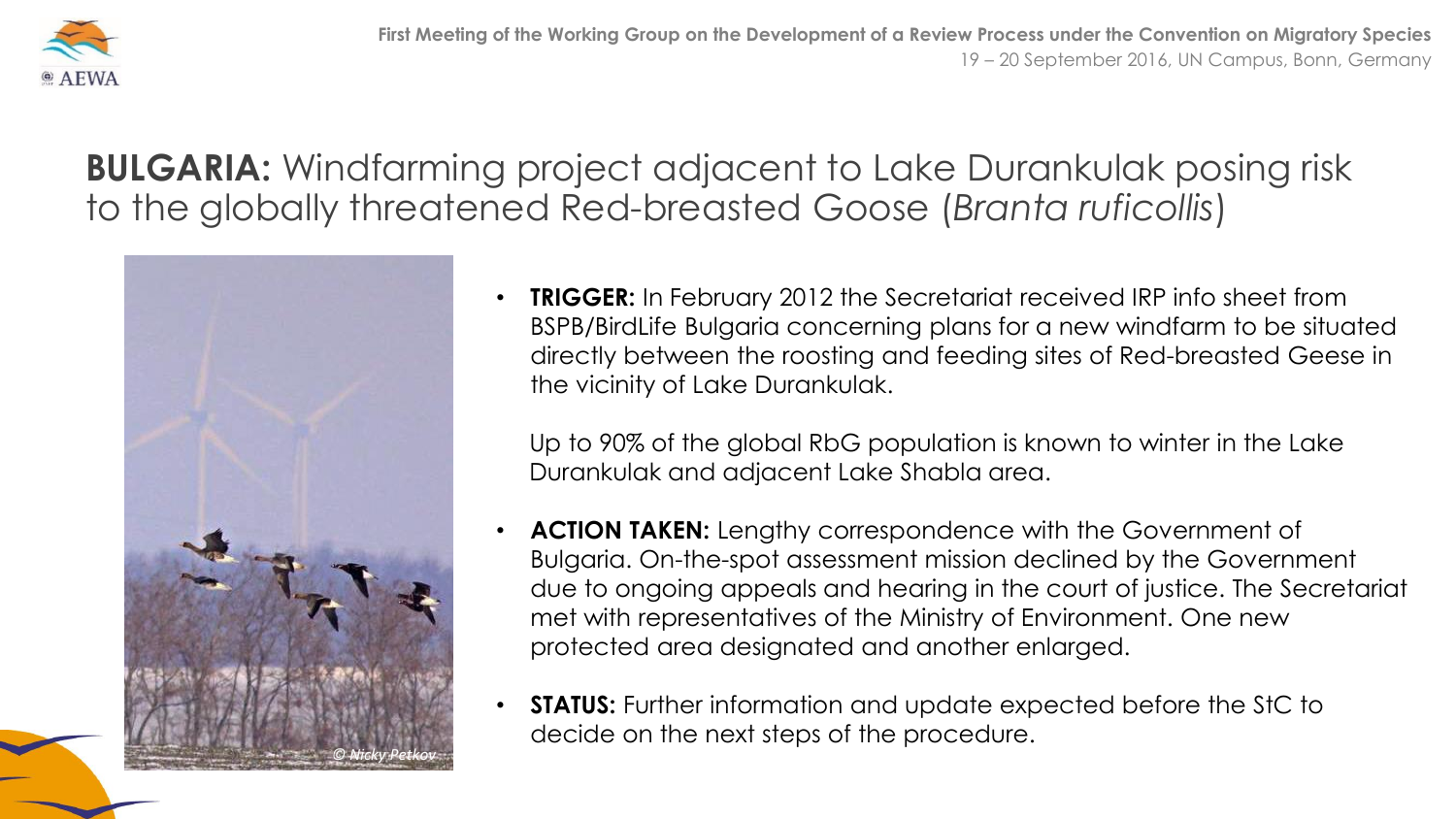# **BULGARIA:** Windfarming project adjacent to Lake Durankulak posing risk to the globally threatened Red-breasted Goose (*Branta ruficollis*)

- **TRIGGER:** In February 2012 the Secretariat received IRP info sheet from BSPB/BirdLife Bulgaria concerning plans for a new windfarm to be situated directly between the roosting and feeding sites of Red-breasted Geese in the vicinity of Lake Durankulak.

  Up to 90% of the global RbG population is known to winter in the Lake Durankulak and adjacent Lake Shabla area.

- **ACTION TAKEN:** Lengthy correspondence with the Government of Bulgaria. On-the-spot assessment mission declined by the Government due to ongoing appeals and hearing in the court of justice. The Secretariat met with representatives of the Ministry of Environment. One new protected area designated and another enlarged.

- **STATUS:** Further information and update expected before the StC to decide on the next steps of the procedure.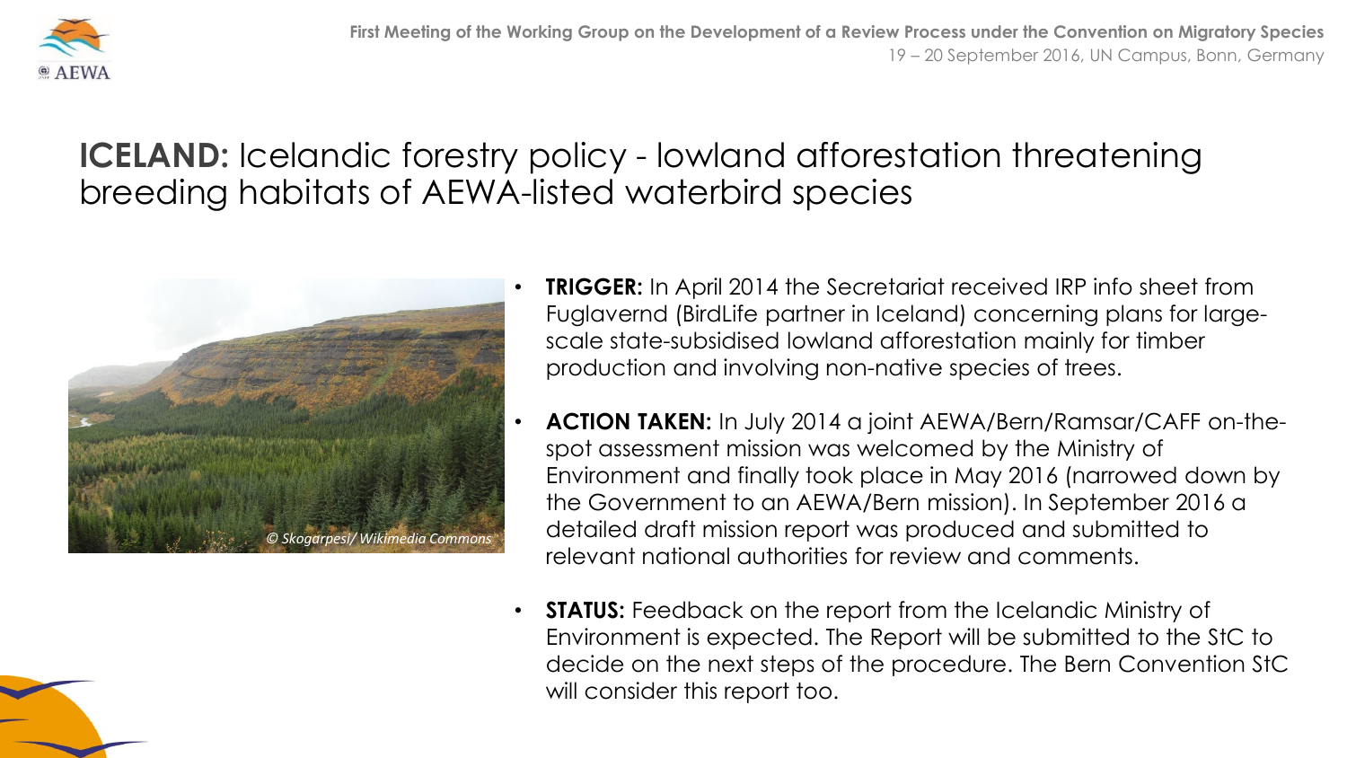# ICELAND: Icelandic forestry policy - lowland afforestation threatening breeding habitats of AEWA-listed waterbird species

© Skogarpesi/ Wikimedia Commons

- **TRIGGER:** In April 2014 the Secretariat received IRP info sheet from Fuglavernd (BirdLife partner in Iceland) concerning plans for large-scale state-subsidised lowland afforestation mainly for timber production and involving non-native species of trees.
- **ACTION TAKEN:** In July 2014 a joint AEWA/Bern/Ramsar/CAFF on-the-spot assessment mission was welcomed by the Ministry of Environment and finally took place in May 2016 (narrowed down by the Government to an AEWA/Bern mission). In September 2016 a detailed draft mission report was produced and submitted to relevant national authorities for review and comments.
- **STATUS:** Feedback on the report from the Icelandic Ministry of Environment is expected. The Report will be submitted to the StC to decide on the next steps of the procedure. The Bern Convention StC will consider this report too.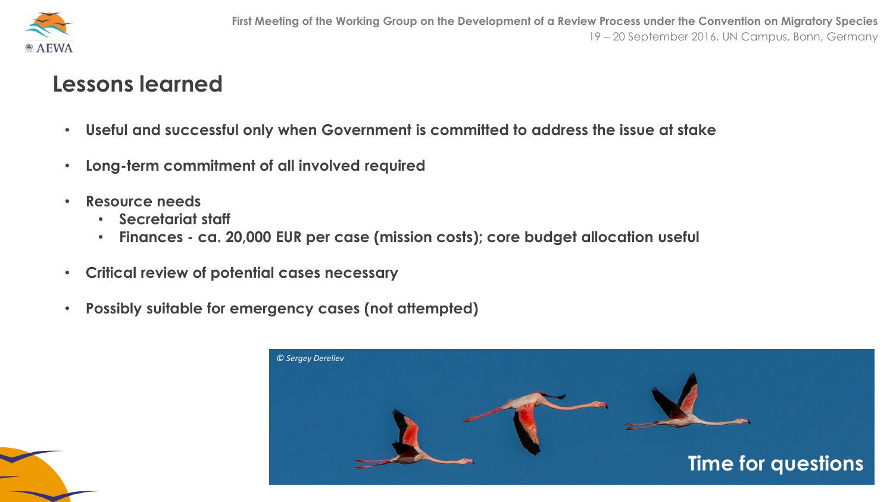## Lessons learned

- **Useful and successful only when Government is committed to address the issue at stake**
- **Long-term commitment of all involved required**
- **Resource needs**
  - **Secretariat staff**
  - **Finances - ca. 20,000 EUR per case (mission costs); core budget allocation useful**
- **Critical review of potential cases necessary**
- **Possibly suitable for emergency cases (not attempted)**

*© Sergey Dereliev*

**Time for questions**